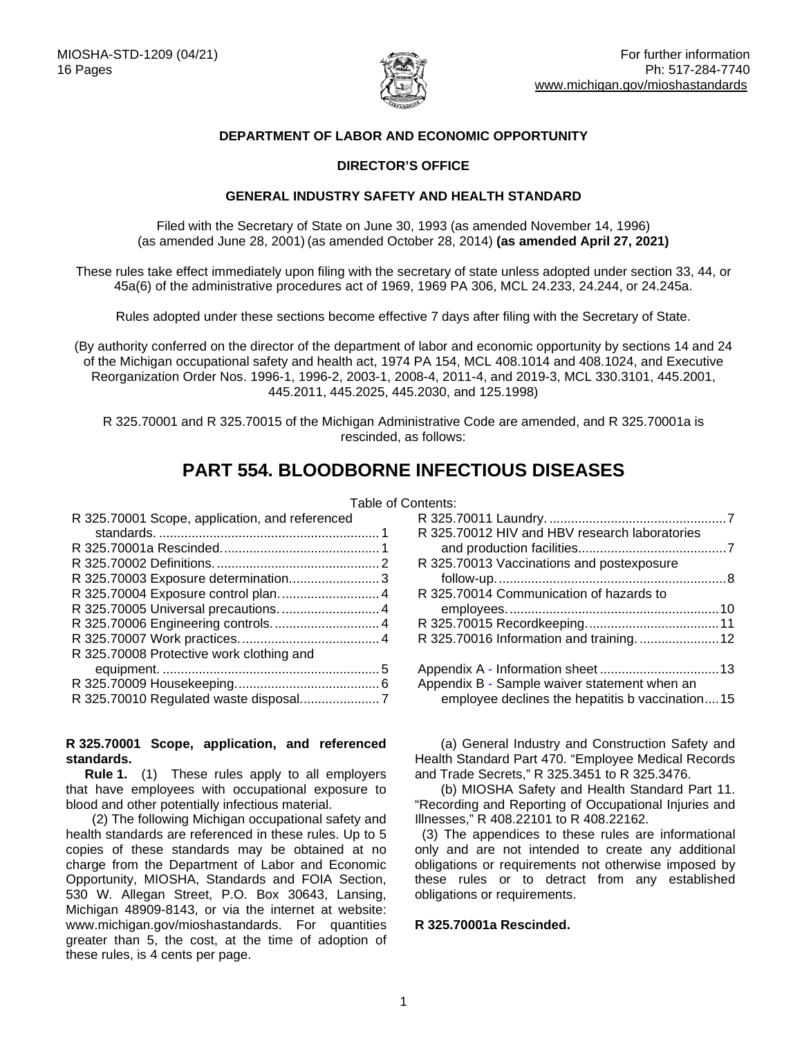MIOSHA-STD-1209 (04/21)
16 Pages

For further information
Ph: 517-284-7740
www.michigan.gov/mioshastandards

**DEPARTMENT OF LABOR AND ECONOMIC OPPORTUNITY**

**DIRECTOR'S OFFICE**

**GENERAL INDUSTRY SAFETY AND HEALTH STANDARD**

Filed with the Secretary of State on June 30, 1993 (as amended November 14, 1996) (as amended June 28, 2001) (as amended October 28, 2014) **(as amended April 27, 2021)**

These rules take effect immediately upon filing with the secretary of state unless adopted under section 33, 44, or 45a(6) of the administrative procedures act of 1969, 1969 PA 306, MCL 24.233, 24.244, or 24.245a.

Rules adopted under these sections become effective 7 days after filing with the Secretary of State.

(By authority conferred on the director of the department of labor and economic opportunity by sections 14 and 24 of the Michigan occupational safety and health act, 1974 PA 154, MCL 408.1014 and 408.1024, and Executive Reorganization Order Nos. 1996-1, 1996-2, 2003-1, 2008-4, 2011-4, and 2019-3, MCL 330.3101, 445.2001, 445.2011, 445.2025, 445.2030, and 125.1998)

R 325.70001 and R 325.70015 of the Michigan Administrative Code are amended, and R 325.70001a is rescinded, as follows:

# PART 554. BLOODBORNE INFECTIOUS DISEASES

Table of Contents:

R 325.70001 Scope, application, and referenced standards. ........ 1
R 325.70001a Rescinded. ........ 1
R 325.70002 Definitions. ........ 2
R 325.70003 Exposure determination. ........ 3
R 325.70004 Exposure control plan. ........ 4
R 325.70005 Universal precautions. ........ 4
R 325.70006 Engineering controls. ........ 4
R 325.70007 Work practices. ........ 4
R 325.70008 Protective work clothing and equipment. ........ 5
R 325.70009 Housekeeping. ........ 6
R 325.70010 Regulated waste disposal. ........ 7
R 325.70011 Laundry. ........ 7
R 325.70012 HIV and HBV research laboratories and production facilities. ........ 7
R 325.70013 Vaccinations and postexposure follow-up. ........ 8
R 325.70014 Communication of hazards to employees. ........ 10
R 325.70015 Recordkeeping. ........ 11
R 325.70016 Information and training. ........ 12

Appendix A - Information sheet ........ 13
Appendix B - Sample waiver statement when an employee declines the hepatitis b vaccination ........ 15

**R 325.70001 Scope, application, and referenced standards.**

**Rule 1.** (1) These rules apply to all employers that have employees with occupational exposure to blood and other potentially infectious material.

(2) The following Michigan occupational safety and health standards are referenced in these rules. Up to 5 copies of these standards may be obtained at no charge from the Department of Labor and Economic Opportunity, MIOSHA, Standards and FOIA Section, 530 W. Allegan Street, P.O. Box 30643, Lansing, Michigan 48909-8143, or via the internet at website: www.michigan.gov/mioshastandards. For quantities greater than 5, the cost, at the time of adoption of these rules, is 4 cents per page.

(a) General Industry and Construction Safety and Health Standard Part 470. "Employee Medical Records and Trade Secrets," R 325.3451 to R 325.3476.

(b) MIOSHA Safety and Health Standard Part 11. "Recording and Reporting of Occupational Injuries and Illnesses," R 408.22101 to R 408.22162.

(3) The appendices to these rules are informational only and are not intended to create any additional obligations or requirements not otherwise imposed by these rules or to detract from any established obligations or requirements.

**R 325.70001a Rescinded.**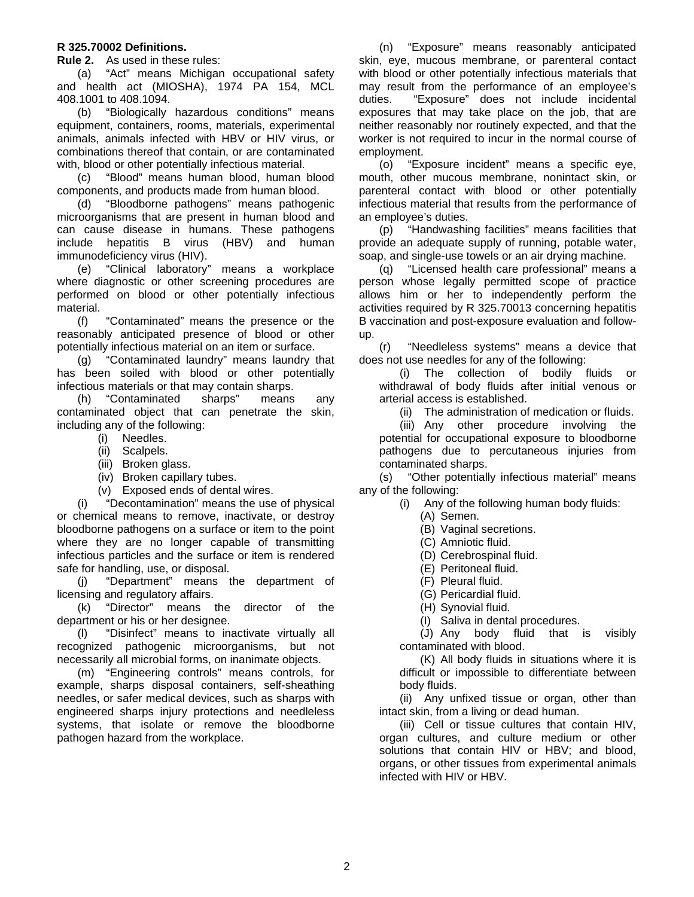**R 325.70002 Definitions.**

**Rule 2.** As used in these rules:

(a) "Act" means Michigan occupational safety and health act (MIOSHA), 1974 PA 154, MCL 408.1001 to 408.1094.

(b) "Biologically hazardous conditions" means equipment, containers, rooms, materials, experimental animals, animals infected with HBV or HIV virus, or combinations thereof that contain, or are contaminated with, blood or other potentially infectious material.

(c) "Blood" means human blood, human blood components, and products made from human blood.

(d) "Bloodborne pathogens" means pathogenic microorganisms that are present in human blood and can cause disease in humans. These pathogens include hepatitis B virus (HBV) and human immunodeficiency virus (HIV).

(e) "Clinical laboratory" means a workplace where diagnostic or other screening procedures are performed on blood or other potentially infectious material.

(f) "Contaminated" means the presence or the reasonably anticipated presence of blood or other potentially infectious material on an item or surface.

(g) "Contaminated laundry" means laundry that has been soiled with blood or other potentially infectious materials or that may contain sharps.

(h) "Contaminated sharps" means any contaminated object that can penetrate the skin, including any of the following:

- (i) Needles.
- (ii) Scalpels.
- (iii) Broken glass.
- (iv) Broken capillary tubes.
- (v) Exposed ends of dental wires.

(i) "Decontamination" means the use of physical or chemical means to remove, inactivate, or destroy bloodborne pathogens on a surface or item to the point where they are no longer capable of transmitting infectious particles and the surface or item is rendered safe for handling, use, or disposal.

(j) "Department" means the department of licensing and regulatory affairs.

(k) "Director" means the director of the department or his or her designee.

(l) "Disinfect" means to inactivate virtually all recognized pathogenic microorganisms, but not necessarily all microbial forms, on inanimate objects.

(m) "Engineering controls" means controls, for example, sharps disposal containers, self-sheathing needles, or safer medical devices, such as sharps with engineered sharps injury protections and needleless systems, that isolate or remove the bloodborne pathogen hazard from the workplace.

(n) "Exposure" means reasonably anticipated skin, eye, mucous membrane, or parenteral contact with blood or other potentially infectious materials that may result from the performance of an employee's duties. "Exposure" does not include incidental exposures that may take place on the job, that are neither reasonably nor routinely expected, and that the worker is not required to incur in the normal course of employment.

(o) "Exposure incident" means a specific eye, mouth, other mucous membrane, nonintact skin, or parenteral contact with blood or other potentially infectious material that results from the performance of an employee's duties.

(p) "Handwashing facilities" means facilities that provide an adequate supply of running, potable water, soap, and single-use towels or an air drying machine.

(q) "Licensed health care professional" means a person whose legally permitted scope of practice allows him or her to independently perform the activities required by R 325.70013 concerning hepatitis B vaccination and post-exposure evaluation and follow-up.

(r) "Needleless systems" means a device that does not use needles for any of the following:

- (i) The collection of bodily fluids or withdrawal of body fluids after initial venous or arterial access is established.
- (ii) The administration of medication or fluids.
- (iii) Any other procedure involving the potential for occupational exposure to bloodborne pathogens due to percutaneous injuries from contaminated sharps.

(s) "Other potentially infectious material" means any of the following:

- (i) Any of the following human body fluids:
  - (A) Semen.
  - (B) Vaginal secretions.
  - (C) Amniotic fluid.
  - (D) Cerebrospinal fluid.
  - (E) Peritoneal fluid.
  - (F) Pleural fluid.
  - (G) Pericardial fluid.
  - (H) Synovial fluid.
  - (I) Saliva in dental procedures.
  - (J) Any body fluid that is visibly contaminated with blood.
  - (K) All body fluids in situations where it is difficult or impossible to differentiate between body fluids.
- (ii) Any unfixed tissue or organ, other than intact skin, from a living or dead human.
- (iii) Cell or tissue cultures that contain HIV, organ cultures, and culture medium or other solutions that contain HIV or HBV; and blood, organs, or other tissues from experimental animals infected with HIV or HBV.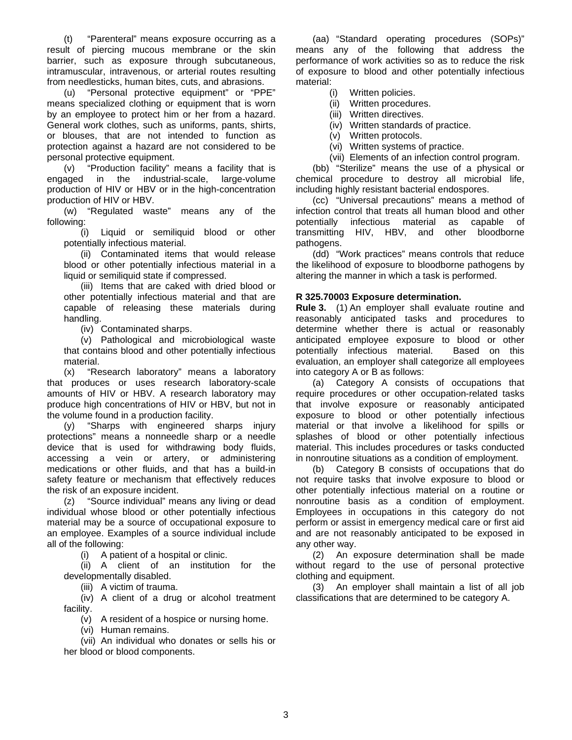(t) "Parenteral" means exposure occurring as a result of piercing mucous membrane or the skin barrier, such as exposure through subcutaneous, intramuscular, intravenous, or arterial routes resulting from needlesticks, human bites, cuts, and abrasions.

(u) "Personal protective equipment" or "PPE" means specialized clothing or equipment that is worn by an employee to protect him or her from a hazard. General work clothes, such as uniforms, pants, shirts, or blouses, that are not intended to function as protection against a hazard are not considered to be personal protective equipment.

(v) "Production facility" means a facility that is engaged in the industrial-scale, large-volume production of HIV or HBV or in the high-concentration production of HIV or HBV.

(w) "Regulated waste" means any of the following:

(i) Liquid or semiliquid blood or other potentially infectious material.

(ii) Contaminated items that would release blood or other potentially infectious material in a liquid or semiliquid state if compressed.

(iii) Items that are caked with dried blood or other potentially infectious material and that are capable of releasing these materials during handling.

(iv) Contaminated sharps.

(v) Pathological and microbiological waste that contains blood and other potentially infectious material.

(x) "Research laboratory" means a laboratory that produces or uses research laboratory-scale amounts of HIV or HBV. A research laboratory may produce high concentrations of HIV or HBV, but not in the volume found in a production facility.

(y) "Sharps with engineered sharps injury protections" means a nonneedle sharp or a needle device that is used for withdrawing body fluids, accessing a vein or artery, or administering medications or other fluids, and that has a build-in safety feature or mechanism that effectively reduces the risk of an exposure incident.

(z) "Source individual" means any living or dead individual whose blood or other potentially infectious material may be a source of occupational exposure to an employee. Examples of a source individual include all of the following:

(i) A patient of a hospital or clinic.

(ii) A client of an institution for the developmentally disabled.

(iii) A victim of trauma.

(iv) A client of a drug or alcohol treatment facility.

(v) A resident of a hospice or nursing home.

(vi) Human remains.

(vii) An individual who donates or sells his or her blood or blood components.

(aa) "Standard operating procedures (SOPs)" means any of the following that address the performance of work activities so as to reduce the risk of exposure to blood and other potentially infectious material:

(i) Written policies.

(ii) Written procedures.

(iii) Written directives.

(iv) Written standards of practice.

(v) Written protocols.

(vi) Written systems of practice.

(vii) Elements of an infection control program.

(bb) "Sterilize" means the use of a physical or chemical procedure to destroy all microbial life, including highly resistant bacterial endospores.

(cc) "Universal precautions" means a method of infection control that treats all human blood and other potentially infectious material as capable of transmitting HIV, HBV, and other bloodborne pathogens.

(dd) "Work practices" means controls that reduce the likelihood of exposure to bloodborne pathogens by altering the manner in which a task is performed.

**R 325.70003 Exposure determination.**

**Rule 3.** (1) An employer shall evaluate routine and reasonably anticipated tasks and procedures to determine whether there is actual or reasonably anticipated employee exposure to blood or other potentially infectious material. Based on this evaluation, an employer shall categorize all employees into category A or B as follows:

(a) Category A consists of occupations that require procedures or other occupation-related tasks that involve exposure or reasonably anticipated exposure to blood or other potentially infectious material or that involve a likelihood for spills or splashes of blood or other potentially infectious material. This includes procedures or tasks conducted in nonroutine situations as a condition of employment.

(b) Category B consists of occupations that do not require tasks that involve exposure to blood or other potentially infectious material on a routine or nonroutine basis as a condition of employment. Employees in occupations in this category do not perform or assist in emergency medical care or first aid and are not reasonably anticipated to be exposed in any other way.

(2) An exposure determination shall be made without regard to the use of personal protective clothing and equipment.

(3) An employer shall maintain a list of all job classifications that are determined to be category A.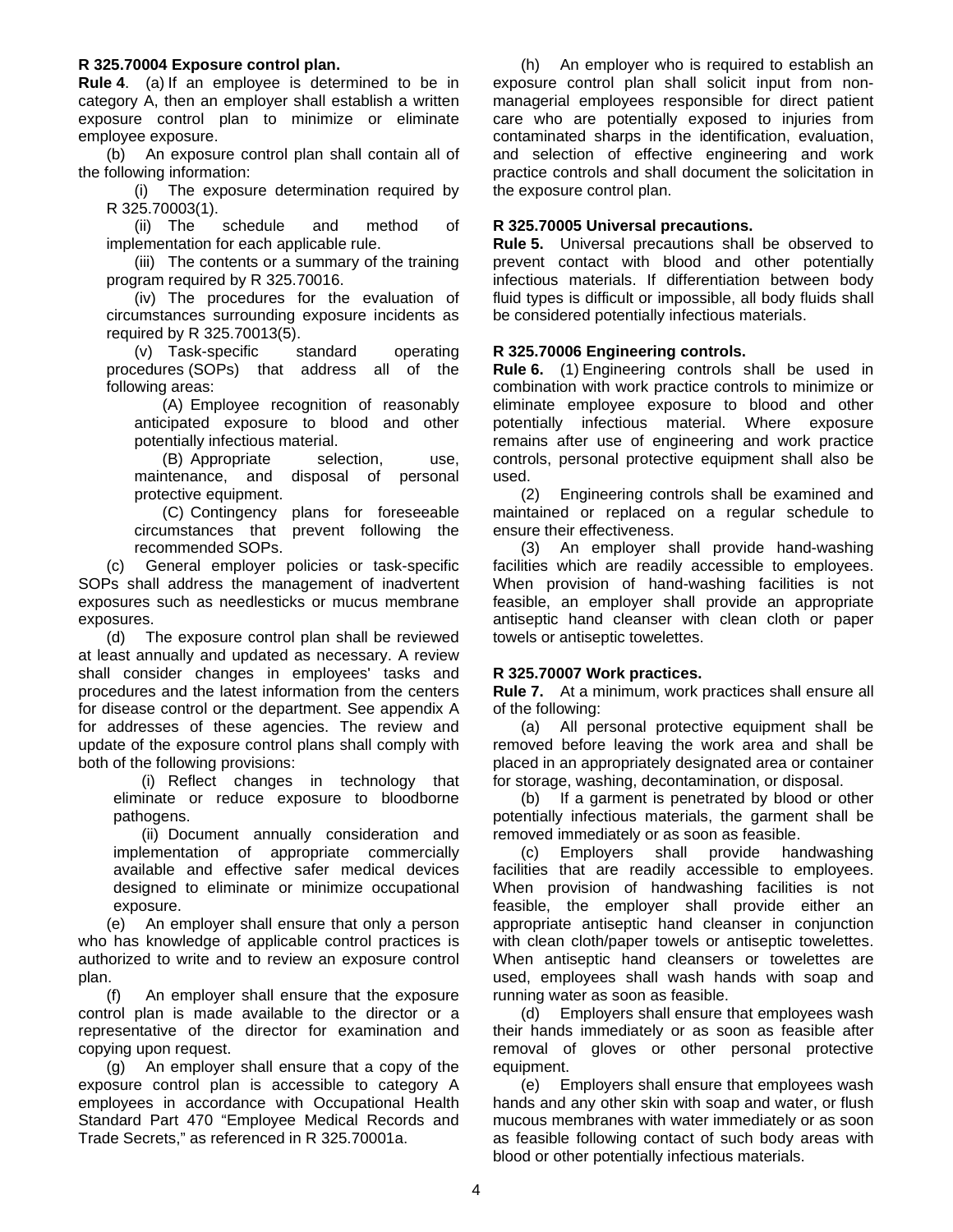**R 325.70004 Exposure control plan.**

**Rule 4**. (a) If an employee is determined to be in category A, then an employer shall establish a written exposure control plan to minimize or eliminate employee exposure.

(b) An exposure control plan shall contain all of the following information:

(i) The exposure determination required by R 325.70003(1).

(ii) The schedule and method of implementation for each applicable rule.

(iii) The contents or a summary of the training program required by R 325.70016.

(iv) The procedures for the evaluation of circumstances surrounding exposure incidents as required by R 325.70013(5).

(v) Task-specific standard operating procedures (SOPs) that address all of the following areas:

(A) Employee recognition of reasonably anticipated exposure to blood and other potentially infectious material.

(B) Appropriate selection, use, maintenance, and disposal of personal protective equipment.

(C) Contingency plans for foreseeable circumstances that prevent following the recommended SOPs.

(c) General employer policies or task-specific SOPs shall address the management of inadvertent exposures such as needlesticks or mucus membrane exposures.

(d) The exposure control plan shall be reviewed at least annually and updated as necessary. A review shall consider changes in employees' tasks and procedures and the latest information from the centers for disease control or the department. See appendix A for addresses of these agencies. The review and update of the exposure control plans shall comply with both of the following provisions:

(i) Reflect changes in technology that eliminate or reduce exposure to bloodborne pathogens.

(ii) Document annually consideration and implementation of appropriate commercially available and effective safer medical devices designed to eliminate or minimize occupational exposure.

(e) An employer shall ensure that only a person who has knowledge of applicable control practices is authorized to write and to review an exposure control plan.

(f) An employer shall ensure that the exposure control plan is made available to the director or a representative of the director for examination and copying upon request.

(g) An employer shall ensure that a copy of the exposure control plan is accessible to category A employees in accordance with Occupational Health Standard Part 470 "Employee Medical Records and Trade Secrets," as referenced in R 325.70001a.

(h) An employer who is required to establish an exposure control plan shall solicit input from non-managerial employees responsible for direct patient care who are potentially exposed to injuries from contaminated sharps in the identification, evaluation, and selection of effective engineering and work practice controls and shall document the solicitation in the exposure control plan.

**R 325.70005 Universal precautions.**

**Rule 5.** Universal precautions shall be observed to prevent contact with blood and other potentially infectious materials. If differentiation between body fluid types is difficult or impossible, all body fluids shall be considered potentially infectious materials.

**R 325.70006 Engineering controls.**

**Rule 6.** (1) Engineering controls shall be used in combination with work practice controls to minimize or eliminate employee exposure to blood and other potentially infectious material. Where exposure remains after use of engineering and work practice controls, personal protective equipment shall also be used.

(2) Engineering controls shall be examined and maintained or replaced on a regular schedule to ensure their effectiveness.

(3) An employer shall provide hand-washing facilities which are readily accessible to employees. When provision of hand-washing facilities is not feasible, an employer shall provide an appropriate antiseptic hand cleanser with clean cloth or paper towels or antiseptic towelettes.

**R 325.70007 Work practices.**

**Rule 7.** At a minimum, work practices shall ensure all of the following:

(a) All personal protective equipment shall be removed before leaving the work area and shall be placed in an appropriately designated area or container for storage, washing, decontamination, or disposal.

(b) If a garment is penetrated by blood or other potentially infectious materials, the garment shall be removed immediately or as soon as feasible.

(c) Employers shall provide handwashing facilities that are readily accessible to employees. When provision of handwashing facilities is not feasible, the employer shall provide either an appropriate antiseptic hand cleanser in conjunction with clean cloth/paper towels or antiseptic towelettes. When antiseptic hand cleansers or towelettes are used, employees shall wash hands with soap and running water as soon as feasible.

(d) Employers shall ensure that employees wash their hands immediately or as soon as feasible after removal of gloves or other personal protective equipment.

(e) Employers shall ensure that employees wash hands and any other skin with soap and water, or flush mucous membranes with water immediately or as soon as feasible following contact of such body areas with blood or other potentially infectious materials.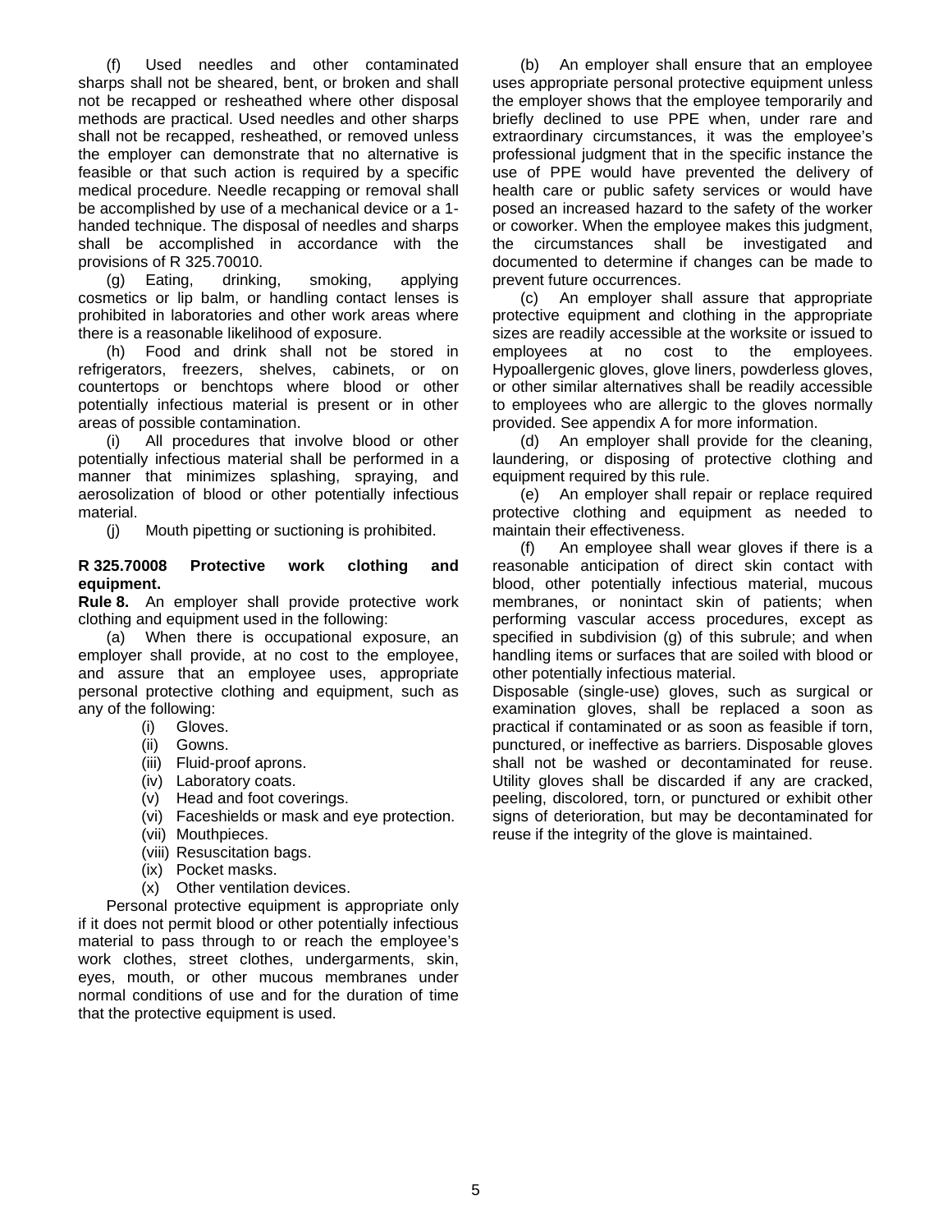(f) Used needles and other contaminated sharps shall not be sheared, bent, or broken and shall not be recapped or resheathed where other disposal methods are practical. Used needles and other sharps shall not be recapped, resheathed, or removed unless the employer can demonstrate that no alternative is feasible or that such action is required by a specific medical procedure. Needle recapping or removal shall be accomplished by use of a mechanical device or a 1-handed technique. The disposal of needles and sharps shall be accomplished in accordance with the provisions of R 325.70010.

(g) Eating, drinking, smoking, applying cosmetics or lip balm, or handling contact lenses is prohibited in laboratories and other work areas where there is a reasonable likelihood of exposure.

(h) Food and drink shall not be stored in refrigerators, freezers, shelves, cabinets, or on countertops or benchtops where blood or other potentially infectious material is present or in other areas of possible contamination.

(i) All procedures that involve blood or other potentially infectious material shall be performed in a manner that minimizes splashing, spraying, and aerosolization of blood or other potentially infectious material.

(j) Mouth pipetting or suctioning is prohibited.

**R 325.70008 Protective work clothing and equipment.**

**Rule 8.** An employer shall provide protective work clothing and equipment used in the following:

(a) When there is occupational exposure, an employer shall provide, at no cost to the employee, and assure that an employee uses, appropriate personal protective clothing and equipment, such as any of the following:

- (i) Gloves.
- (ii) Gowns.
- (iii) Fluid-proof aprons.
- (iv) Laboratory coats.
- (v) Head and foot coverings.
- (vi) Faceshields or mask and eye protection.
- (vii) Mouthpieces.
- (viii) Resuscitation bags.
- (ix) Pocket masks.
- (x) Other ventilation devices.

Personal protective equipment is appropriate only if it does not permit blood or other potentially infectious material to pass through to or reach the employee's work clothes, street clothes, undergarments, skin, eyes, mouth, or other mucous membranes under normal conditions of use and for the duration of time that the protective equipment is used.

(b) An employer shall ensure that an employee uses appropriate personal protective equipment unless the employer shows that the employee temporarily and briefly declined to use PPE when, under rare and extraordinary circumstances, it was the employee's professional judgment that in the specific instance the use of PPE would have prevented the delivery of health care or public safety services or would have posed an increased hazard to the safety of the worker or coworker. When the employee makes this judgment, the circumstances shall be investigated and documented to determine if changes can be made to prevent future occurrences.

(c) An employer shall assure that appropriate protective equipment and clothing in the appropriate sizes are readily accessible at the worksite or issued to employees at no cost to the employees. Hypoallergenic gloves, glove liners, powderless gloves, or other similar alternatives shall be readily accessible to employees who are allergic to the gloves normally provided. See appendix A for more information.

(d) An employer shall provide for the cleaning, laundering, or disposing of protective clothing and equipment required by this rule.

(e) An employer shall repair or replace required protective clothing and equipment as needed to maintain their effectiveness.

(f) An employee shall wear gloves if there is a reasonable anticipation of direct skin contact with blood, other potentially infectious material, mucous membranes, or nonintact skin of patients; when performing vascular access procedures, except as specified in subdivision (g) of this subrule; and when handling items or surfaces that are soiled with blood or other potentially infectious material.

Disposable (single-use) gloves, such as surgical or examination gloves, shall be replaced a soon as practical if contaminated or as soon as feasible if torn, punctured, or ineffective as barriers. Disposable gloves shall not be washed or decontaminated for reuse. Utility gloves shall be discarded if any are cracked, peeling, discolored, torn, or punctured or exhibit other signs of deterioration, but may be decontaminated for reuse if the integrity of the glove is maintained.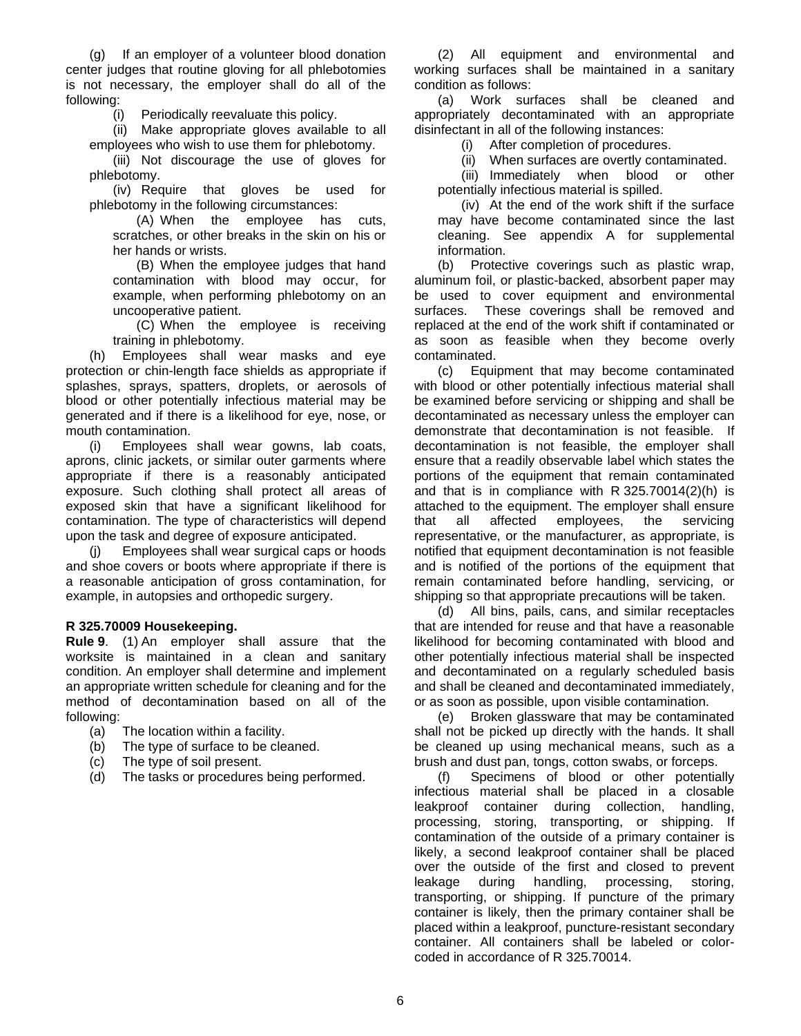(g) If an employer of a volunteer blood donation center judges that routine gloving for all phlebotomies is not necessary, the employer shall do all of the following:

(i) Periodically reevaluate this policy.

(ii) Make appropriate gloves available to all employees who wish to use them for phlebotomy.

(iii) Not discourage the use of gloves for phlebotomy.

(iv) Require that gloves be used for phlebotomy in the following circumstances:

(A) When the employee has cuts, scratches, or other breaks in the skin on his or her hands or wrists.

(B) When the employee judges that hand contamination with blood may occur, for example, when performing phlebotomy on an uncooperative patient.

(C) When the employee is receiving training in phlebotomy.

(h) Employees shall wear masks and eye protection or chin-length face shields as appropriate if splashes, sprays, spatters, droplets, or aerosols of blood or other potentially infectious material may be generated and if there is a likelihood for eye, nose, or mouth contamination.

(i) Employees shall wear gowns, lab coats, aprons, clinic jackets, or similar outer garments where appropriate if there is a reasonably anticipated exposure. Such clothing shall protect all areas of exposed skin that have a significant likelihood for contamination. The type of characteristics will depend upon the task and degree of exposure anticipated.

(j) Employees shall wear surgical caps or hoods and shoe covers or boots where appropriate if there is a reasonable anticipation of gross contamination, for example, in autopsies and orthopedic surgery.

**R 325.70009 Housekeeping.**

**Rule 9**. (1) An employer shall assure that the worksite is maintained in a clean and sanitary condition. An employer shall determine and implement an appropriate written schedule for cleaning and for the method of decontamination based on all of the following:

(a) The location within a facility.

(b) The type of surface to be cleaned.

(c) The type of soil present.

(d) The tasks or procedures being performed.

(2) All equipment and environmental and working surfaces shall be maintained in a sanitary condition as follows:

(a) Work surfaces shall be cleaned and appropriately decontaminated with an appropriate disinfectant in all of the following instances:

(i) After completion of procedures.

(ii) When surfaces are overtly contaminated.

(iii) Immediately when blood or other potentially infectious material is spilled.

(iv) At the end of the work shift if the surface may have become contaminated since the last cleaning. See appendix A for supplemental information.

(b) Protective coverings such as plastic wrap, aluminum foil, or plastic-backed, absorbent paper may be used to cover equipment and environmental surfaces. These coverings shall be removed and replaced at the end of the work shift if contaminated or as soon as feasible when they become overly contaminated.

(c) Equipment that may become contaminated with blood or other potentially infectious material shall be examined before servicing or shipping and shall be decontaminated as necessary unless the employer can demonstrate that decontamination is not feasible. If decontamination is not feasible, the employer shall ensure that a readily observable label which states the portions of the equipment that remain contaminated and that is in compliance with R 325.70014(2)(h) is attached to the equipment. The employer shall ensure that all affected employees, the servicing representative, or the manufacturer, as appropriate, is notified that equipment decontamination is not feasible and is notified of the portions of the equipment that remain contaminated before handling, servicing, or shipping so that appropriate precautions will be taken.

(d) All bins, pails, cans, and similar receptacles that are intended for reuse and that have a reasonable likelihood for becoming contaminated with blood and other potentially infectious material shall be inspected and decontaminated on a regularly scheduled basis and shall be cleaned and decontaminated immediately, or as soon as possible, upon visible contamination.

(e) Broken glassware that may be contaminated shall not be picked up directly with the hands. It shall be cleaned up using mechanical means, such as a brush and dust pan, tongs, cotton swabs, or forceps.

(f) Specimens of blood or other potentially infectious material shall be placed in a closable leakproof container during collection, handling, processing, storing, transporting, or shipping. If contamination of the outside of a primary container is likely, a second leakproof container shall be placed over the outside of the first and closed to prevent leakage during handling, processing, storing, transporting, or shipping. If puncture of the primary container is likely, then the primary container shall be placed within a leakproof, puncture-resistant secondary container. All containers shall be labeled or color-coded in accordance of R 325.70014.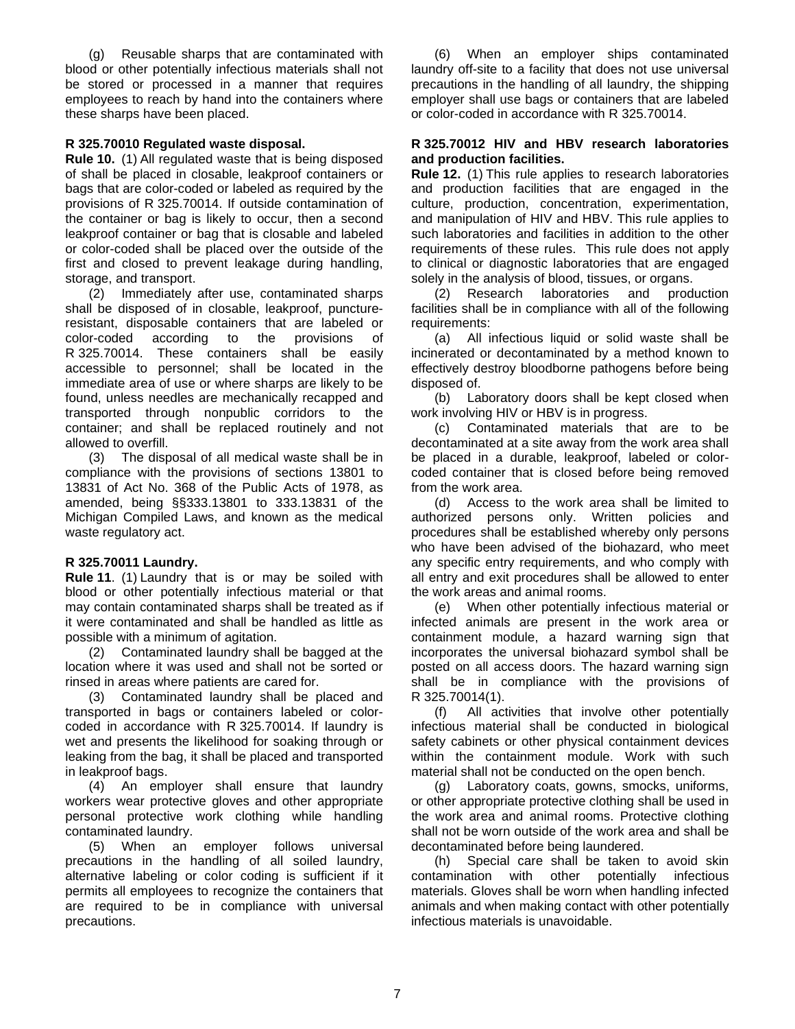(g) Reusable sharps that are contaminated with blood or other potentially infectious materials shall not be stored or processed in a manner that requires employees to reach by hand into the containers where these sharps have been placed.

**R 325.70010 Regulated waste disposal.**

**Rule 10.** (1) All regulated waste that is being disposed of shall be placed in closable, leakproof containers or bags that are color-coded or labeled as required by the provisions of R 325.70014. If outside contamination of the container or bag is likely to occur, then a second leakproof container or bag that is closable and labeled or color-coded shall be placed over the outside of the first and closed to prevent leakage during handling, storage, and transport.

(2) Immediately after use, contaminated sharps shall be disposed of in closable, leakproof, puncture-resistant, disposable containers that are labeled or color-coded according to the provisions of R 325.70014. These containers shall be easily accessible to personnel; shall be located in the immediate area of use or where sharps are likely to be found, unless needles are mechanically recapped and transported through nonpublic corridors to the container; and shall be replaced routinely and not allowed to overfill.

(3) The disposal of all medical waste shall be in compliance with the provisions of sections 13801 to 13831 of Act No. 368 of the Public Acts of 1978, as amended, being §§333.13801 to 333.13831 of the Michigan Compiled Laws, and known as the medical waste regulatory act.

**R 325.70011 Laundry.**

**Rule 11**. (1) Laundry that is or may be soiled with blood or other potentially infectious material or that may contain contaminated sharps shall be treated as if it were contaminated and shall be handled as little as possible with a minimum of agitation.

(2) Contaminated laundry shall be bagged at the location where it was used and shall not be sorted or rinsed in areas where patients are cared for.

(3) Contaminated laundry shall be placed and transported in bags or containers labeled or color-coded in accordance with R 325.70014. If laundry is wet and presents the likelihood for soaking through or leaking from the bag, it shall be placed and transported in leakproof bags.

(4) An employer shall ensure that laundry workers wear protective gloves and other appropriate personal protective work clothing while handling contaminated laundry.

(5) When an employer follows universal precautions in the handling of all soiled laundry, alternative labeling or color coding is sufficient if it permits all employees to recognize the containers that are required to be in compliance with universal precautions.

(6) When an employer ships contaminated laundry off-site to a facility that does not use universal precautions in the handling of all laundry, the shipping employer shall use bags or containers that are labeled or color-coded in accordance with R 325.70014.

**R 325.70012 HIV and HBV research laboratories and production facilities.**

**Rule 12.** (1) This rule applies to research laboratories and production facilities that are engaged in the culture, production, concentration, experimentation, and manipulation of HIV and HBV. This rule applies to such laboratories and facilities in addition to the other requirements of these rules. This rule does not apply to clinical or diagnostic laboratories that are engaged solely in the analysis of blood, tissues, or organs.

(2) Research laboratories and production facilities shall be in compliance with all of the following requirements:

(a) All infectious liquid or solid waste shall be incinerated or decontaminated by a method known to effectively destroy bloodborne pathogens before being disposed of.

(b) Laboratory doors shall be kept closed when work involving HIV or HBV is in progress.

(c) Contaminated materials that are to be decontaminated at a site away from the work area shall be placed in a durable, leakproof, labeled or color-coded container that is closed before being removed from the work area.

(d) Access to the work area shall be limited to authorized persons only. Written policies and procedures shall be established whereby only persons who have been advised of the biohazard, who meet any specific entry requirements, and who comply with all entry and exit procedures shall be allowed to enter the work areas and animal rooms.

(e) When other potentially infectious material or infected animals are present in the work area or containment module, a hazard warning sign that incorporates the universal biohazard symbol shall be posted on all access doors. The hazard warning sign shall be in compliance with the provisions of R 325.70014(1).

(f) All activities that involve other potentially infectious material shall be conducted in biological safety cabinets or other physical containment devices within the containment module. Work with such material shall not be conducted on the open bench.

(g) Laboratory coats, gowns, smocks, uniforms, or other appropriate protective clothing shall be used in the work area and animal rooms. Protective clothing shall not be worn outside of the work area and shall be decontaminated before being laundered.

(h) Special care shall be taken to avoid skin contamination with other potentially infectious materials. Gloves shall be worn when handling infected animals and when making contact with other potentially infectious materials is unavoidable.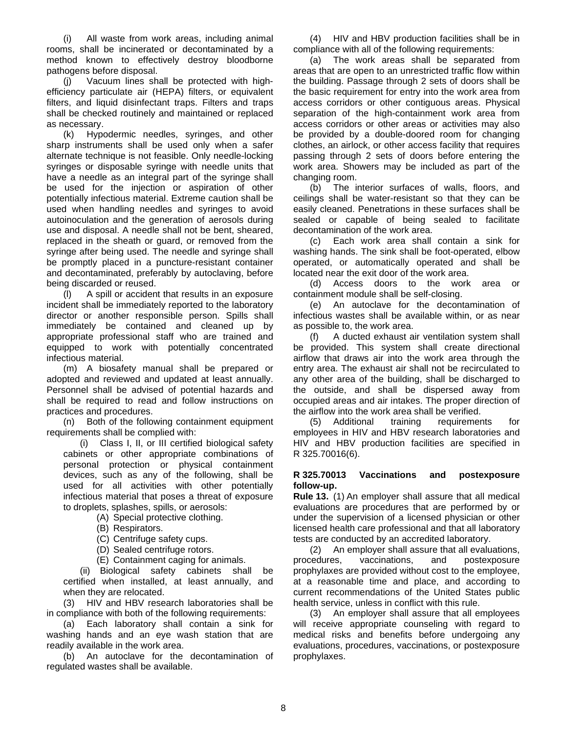(i) All waste from work areas, including animal rooms, shall be incinerated or decontaminated by a method known to effectively destroy bloodborne pathogens before disposal.

(j) Vacuum lines shall be protected with high-efficiency particulate air (HEPA) filters, or equivalent filters, and liquid disinfectant traps. Filters and traps shall be checked routinely and maintained or replaced as necessary.

(k) Hypodermic needles, syringes, and other sharp instruments shall be used only when a safer alternate technique is not feasible. Only needle-locking syringes or disposable syringe with needle units that have a needle as an integral part of the syringe shall be used for the injection or aspiration of other potentially infectious material. Extreme caution shall be used when handling needles and syringes to avoid autoinoculation and the generation of aerosols during use and disposal. A needle shall not be bent, sheared, replaced in the sheath or guard, or removed from the syringe after being used. The needle and syringe shall be promptly placed in a puncture-resistant container and decontaminated, preferably by autoclaving, before being discarded or reused.

(l) A spill or accident that results in an exposure incident shall be immediately reported to the laboratory director or another responsible person. Spills shall immediately be contained and cleaned up by appropriate professional staff who are trained and equipped to work with potentially concentrated infectious material.

(m) A biosafety manual shall be prepared or adopted and reviewed and updated at least annually. Personnel shall be advised of potential hazards and shall be required to read and follow instructions on practices and procedures.

(n) Both of the following containment equipment requirements shall be complied with:

(i) Class I, II, or III certified biological safety cabinets or other appropriate combinations of personal protection or physical containment devices, such as any of the following, shall be used for all activities with other potentially infectious material that poses a threat of exposure to droplets, splashes, spills, or aerosols:

(A) Special protective clothing.

(B) Respirators.

(C) Centrifuge safety cups.

(D) Sealed centrifuge rotors.

(E) Containment caging for animals.

(ii) Biological safety cabinets shall be certified when installed, at least annually, and when they are relocated.

(3) HIV and HBV research laboratories shall be in compliance with both of the following requirements:

(a) Each laboratory shall contain a sink for washing hands and an eye wash station that are readily available in the work area.

(b) An autoclave for the decontamination of regulated wastes shall be available.

(4) HIV and HBV production facilities shall be in compliance with all of the following requirements:

(a) The work areas shall be separated from areas that are open to an unrestricted traffic flow within the building. Passage through 2 sets of doors shall be the basic requirement for entry into the work area from access corridors or other contiguous areas. Physical separation of the high-containment work area from access corridors or other areas or activities may also be provided by a double-doored room for changing clothes, an airlock, or other access facility that requires passing through 2 sets of doors before entering the work area. Showers may be included as part of the changing room.

(b) The interior surfaces of walls, floors, and ceilings shall be water-resistant so that they can be easily cleaned. Penetrations in these surfaces shall be sealed or capable of being sealed to facilitate decontamination of the work area.

(c) Each work area shall contain a sink for washing hands. The sink shall be foot-operated, elbow operated, or automatically operated and shall be located near the exit door of the work area.

(d) Access doors to the work area or containment module shall be self-closing.

(e) An autoclave for the decontamination of infectious wastes shall be available within, or as near as possible to, the work area.

(f) A ducted exhaust air ventilation system shall be provided. This system shall create directional airflow that draws air into the work area through the entry area. The exhaust air shall not be recirculated to any other area of the building, shall be discharged to the outside, and shall be dispersed away from occupied areas and air intakes. The proper direction of the airflow into the work area shall be verified.

(5) Additional training requirements for employees in HIV and HBV research laboratories and HIV and HBV production facilities are specified in R 325.70016(6).

### R 325.70013 Vaccinations and postexposure follow-up.

**Rule 13.** (1) An employer shall assure that all medical evaluations are procedures that are performed by or under the supervision of a licensed physician or other licensed health care professional and that all laboratory tests are conducted by an accredited laboratory.

(2) An employer shall assure that all evaluations, procedures, vaccinations, and postexposure prophylaxes are provided without cost to the employee, at a reasonable time and place, and according to current recommendations of the United States public health service, unless in conflict with this rule.

(3) An employer shall assure that all employees will receive appropriate counseling with regard to medical risks and benefits before undergoing any evaluations, procedures, vaccinations, or postexposure prophylaxes.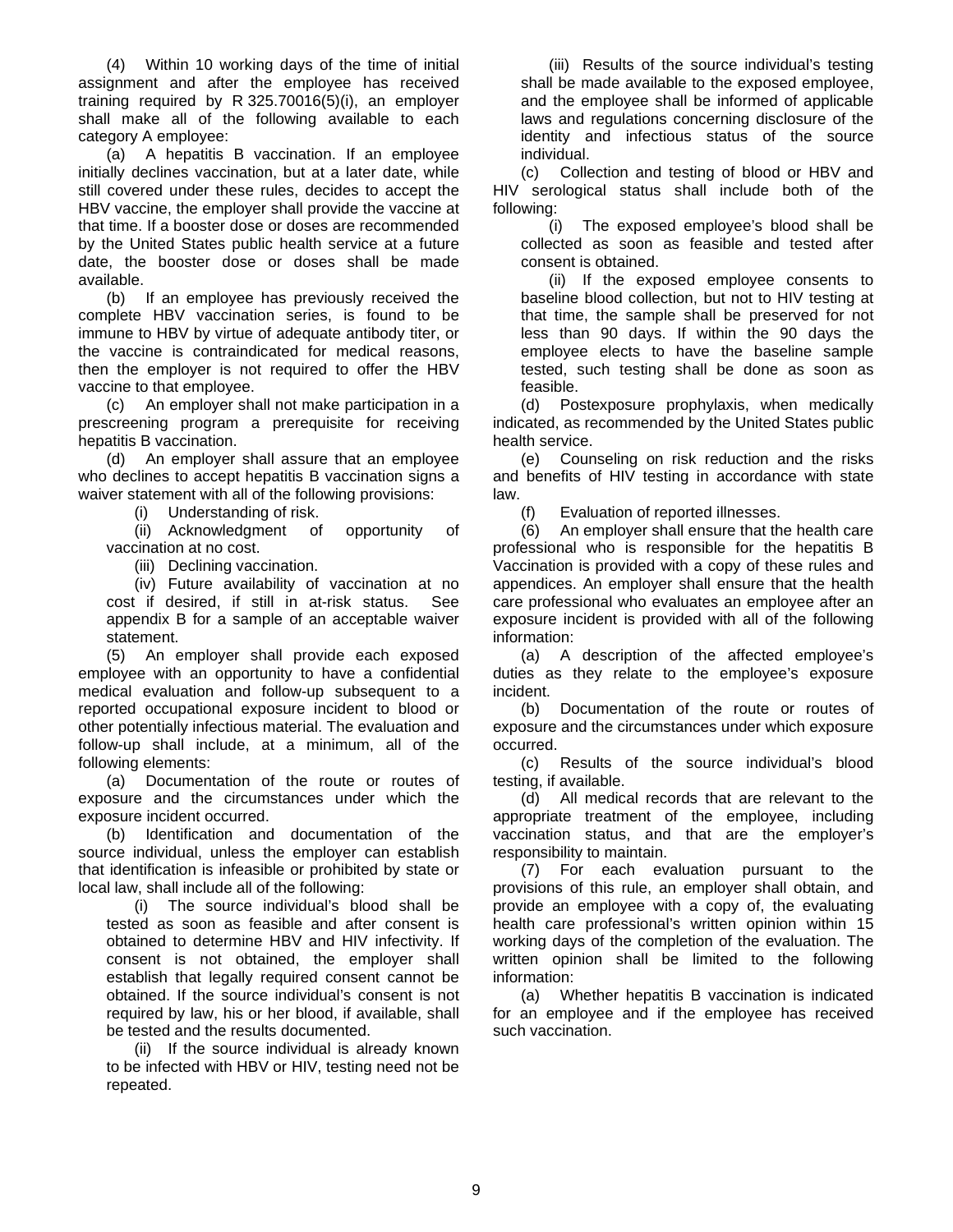(4) Within 10 working days of the time of initial assignment and after the employee has received training required by R 325.70016(5)(i), an employer shall make all of the following available to each category A employee:

(a) A hepatitis B vaccination. If an employee initially declines vaccination, but at a later date, while still covered under these rules, decides to accept the HBV vaccine, the employer shall provide the vaccine at that time. If a booster dose or doses are recommended by the United States public health service at a future date, the booster dose or doses shall be made available.

(b) If an employee has previously received the complete HBV vaccination series, is found to be immune to HBV by virtue of adequate antibody titer, or the vaccine is contraindicated for medical reasons, then the employer is not required to offer the HBV vaccine to that employee.

(c) An employer shall not make participation in a prescreening program a prerequisite for receiving hepatitis B vaccination.

(d) An employer shall assure that an employee who declines to accept hepatitis B vaccination signs a waiver statement with all of the following provisions:

(i) Understanding of risk.

(ii) Acknowledgment of opportunity of vaccination at no cost.

(iii) Declining vaccination.

(iv) Future availability of vaccination at no cost if desired, if still in at-risk status. See appendix B for a sample of an acceptable waiver statement.

(5) An employer shall provide each exposed employee with an opportunity to have a confidential medical evaluation and follow-up subsequent to a reported occupational exposure incident to blood or other potentially infectious material. The evaluation and follow-up shall include, at a minimum, all of the following elements:

(a) Documentation of the route or routes of exposure and the circumstances under which the exposure incident occurred.

(b) Identification and documentation of the source individual, unless the employer can establish that identification is infeasible or prohibited by state or local law, shall include all of the following:

(i) The source individual's blood shall be tested as soon as feasible and after consent is obtained to determine HBV and HIV infectivity. If consent is not obtained, the employer shall establish that legally required consent cannot be obtained. If the source individual's consent is not required by law, his or her blood, if available, shall be tested and the results documented.

(ii) If the source individual is already known to be infected with HBV or HIV, testing need not be repeated.

(iii) Results of the source individual's testing shall be made available to the exposed employee, and the employee shall be informed of applicable laws and regulations concerning disclosure of the identity and infectious status of the source individual.

(c) Collection and testing of blood or HBV and HIV serological status shall include both of the following:

(i) The exposed employee's blood shall be collected as soon as feasible and tested after consent is obtained.

(ii) If the exposed employee consents to baseline blood collection, but not to HIV testing at that time, the sample shall be preserved for not less than 90 days. If within the 90 days the employee elects to have the baseline sample tested, such testing shall be done as soon as feasible.

(d) Postexposure prophylaxis, when medically indicated, as recommended by the United States public health service.

(e) Counseling on risk reduction and the risks and benefits of HIV testing in accordance with state law.

(f) Evaluation of reported illnesses.

(6) An employer shall ensure that the health care professional who is responsible for the hepatitis B Vaccination is provided with a copy of these rules and appendices. An employer shall ensure that the health care professional who evaluates an employee after an exposure incident is provided with all of the following information:

(a) A description of the affected employee's duties as they relate to the employee's exposure incident.

(b) Documentation of the route or routes of exposure and the circumstances under which exposure occurred.

(c) Results of the source individual's blood testing, if available.

(d) All medical records that are relevant to the appropriate treatment of the employee, including vaccination status, and that are the employer's responsibility to maintain.

(7) For each evaluation pursuant to the provisions of this rule, an employer shall obtain, and provide an employee with a copy of, the evaluating health care professional's written opinion within 15 working days of the completion of the evaluation. The written opinion shall be limited to the following information:

(a) Whether hepatitis B vaccination is indicated for an employee and if the employee has received such vaccination.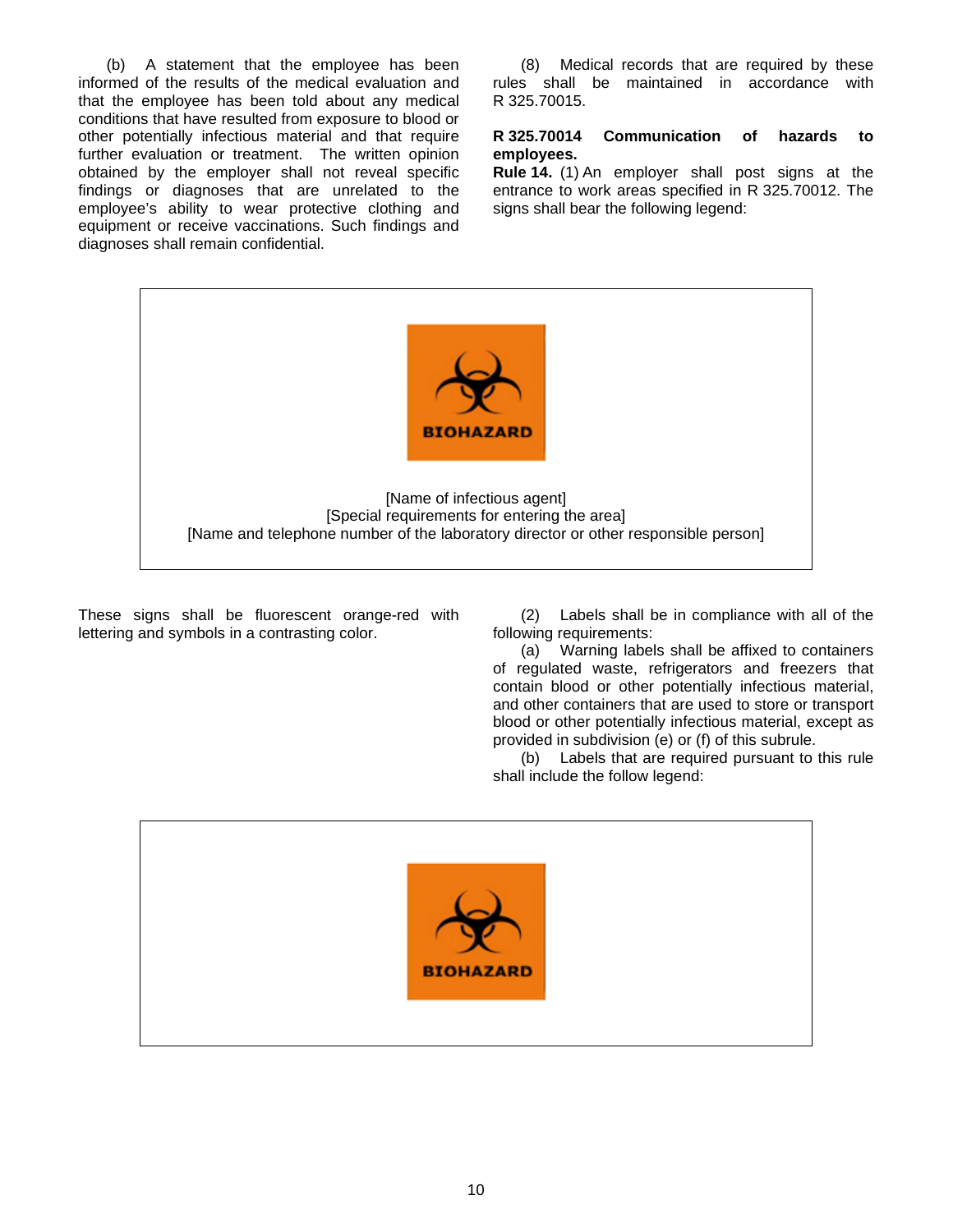(b) A statement that the employee has been informed of the results of the medical evaluation and that the employee has been told about any medical conditions that have resulted from exposure to blood or other potentially infectious material and that require further evaluation or treatment. The written opinion obtained by the employer shall not reveal specific findings or diagnoses that are unrelated to the employee's ability to wear protective clothing and equipment or receive vaccinations. Such findings and diagnoses shall remain confidential.

(8) Medical records that are required by these rules shall be maintained in accordance with R 325.70015.

**R 325.70014 Communication of hazards to employees.**

**Rule 14.** (1) An employer shall post signs at the entrance to work areas specified in R 325.70012. The signs shall bear the following legend:

BIOHAZARD

[Name of infectious agent]
[Special requirements for entering the area]
[Name and telephone number of the laboratory director or other responsible person]

These signs shall be fluorescent orange-red with lettering and symbols in a contrasting color.

(2) Labels shall be in compliance with all of the following requirements:

(a) Warning labels shall be affixed to containers of regulated waste, refrigerators and freezers that contain blood or other potentially infectious material, and other containers that are used to store or transport blood or other potentially infectious material, except as provided in subdivision (e) or (f) of this subrule.

(b) Labels that are required pursuant to this rule shall include the follow legend:

BIOHAZARD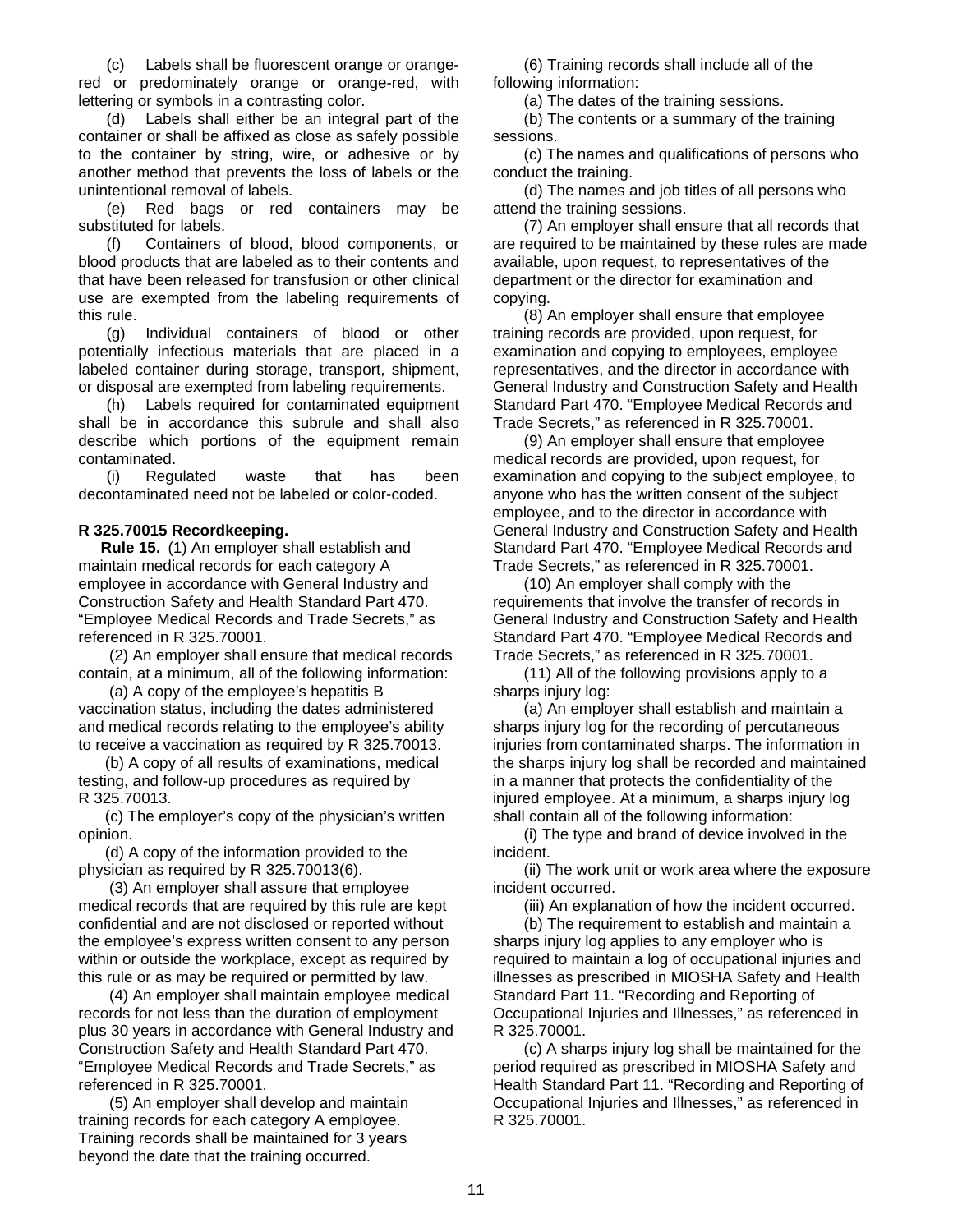(c) Labels shall be fluorescent orange or orange-red or predominately orange or orange-red, with lettering or symbols in a contrasting color.

(d) Labels shall either be an integral part of the container or shall be affixed as close as safely possible to the container by string, wire, or adhesive or by another method that prevents the loss of labels or the unintentional removal of labels.

(e) Red bags or red containers may be substituted for labels.

(f) Containers of blood, blood components, or blood products that are labeled as to their contents and that have been released for transfusion or other clinical use are exempted from the labeling requirements of this rule.

(g) Individual containers of blood or other potentially infectious materials that are placed in a labeled container during storage, transport, shipment, or disposal are exempted from labeling requirements.

(h) Labels required for contaminated equipment shall be in accordance this subrule and shall also describe which portions of the equipment remain contaminated.

(i) Regulated waste that has been decontaminated need not be labeled or color-coded.

**R 325.70015 Recordkeeping.**

**Rule 15.** (1) An employer shall establish and maintain medical records for each category A employee in accordance with General Industry and Construction Safety and Health Standard Part 470. "Employee Medical Records and Trade Secrets," as referenced in R 325.70001.

(2) An employer shall ensure that medical records contain, at a minimum, all of the following information:

(a) A copy of the employee's hepatitis B vaccination status, including the dates administered and medical records relating to the employee's ability to receive a vaccination as required by R 325.70013.

(b) A copy of all results of examinations, medical testing, and follow-up procedures as required by R 325.70013.

(c) The employer's copy of the physician's written opinion.

(d) A copy of the information provided to the physician as required by R 325.70013(6).

(3) An employer shall assure that employee medical records that are required by this rule are kept confidential and are not disclosed or reported without the employee's express written consent to any person within or outside the workplace, except as required by this rule or as may be required or permitted by law.

(4) An employer shall maintain employee medical records for not less than the duration of employment plus 30 years in accordance with General Industry and Construction Safety and Health Standard Part 470. "Employee Medical Records and Trade Secrets," as referenced in R 325.70001.

(5) An employer shall develop and maintain training records for each category A employee. Training records shall be maintained for 3 years beyond the date that the training occurred.

(6) Training records shall include all of the following information:

(a) The dates of the training sessions.

(b) The contents or a summary of the training sessions.

(c) The names and qualifications of persons who conduct the training.

(d) The names and job titles of all persons who attend the training sessions.

(7) An employer shall ensure that all records that are required to be maintained by these rules are made available, upon request, to representatives of the department or the director for examination and copying.

(8) An employer shall ensure that employee training records are provided, upon request, for examination and copying to employees, employee representatives, and the director in accordance with General Industry and Construction Safety and Health Standard Part 470. "Employee Medical Records and Trade Secrets," as referenced in R 325.70001.

(9) An employer shall ensure that employee medical records are provided, upon request, for examination and copying to the subject employee, to anyone who has the written consent of the subject employee, and to the director in accordance with General Industry and Construction Safety and Health Standard Part 470. "Employee Medical Records and Trade Secrets," as referenced in R 325.70001.

(10) An employer shall comply with the requirements that involve the transfer of records in General Industry and Construction Safety and Health Standard Part 470. "Employee Medical Records and Trade Secrets," as referenced in R 325.70001.

(11) All of the following provisions apply to a sharps injury log:

(a) An employer shall establish and maintain a sharps injury log for the recording of percutaneous injuries from contaminated sharps. The information in the sharps injury log shall be recorded and maintained in a manner that protects the confidentiality of the injured employee. At a minimum, a sharps injury log shall contain all of the following information:

(i) The type and brand of device involved in the incident.

(ii) The work unit or work area where the exposure incident occurred.

(iii) An explanation of how the incident occurred.

(b) The requirement to establish and maintain a sharps injury log applies to any employer who is required to maintain a log of occupational injuries and illnesses as prescribed in MIOSHA Safety and Health Standard Part 11. "Recording and Reporting of Occupational Injuries and Illnesses," as referenced in R 325.70001.

(c) A sharps injury log shall be maintained for the period required as prescribed in MIOSHA Safety and Health Standard Part 11. "Recording and Reporting of Occupational Injuries and Illnesses," as referenced in R 325.70001.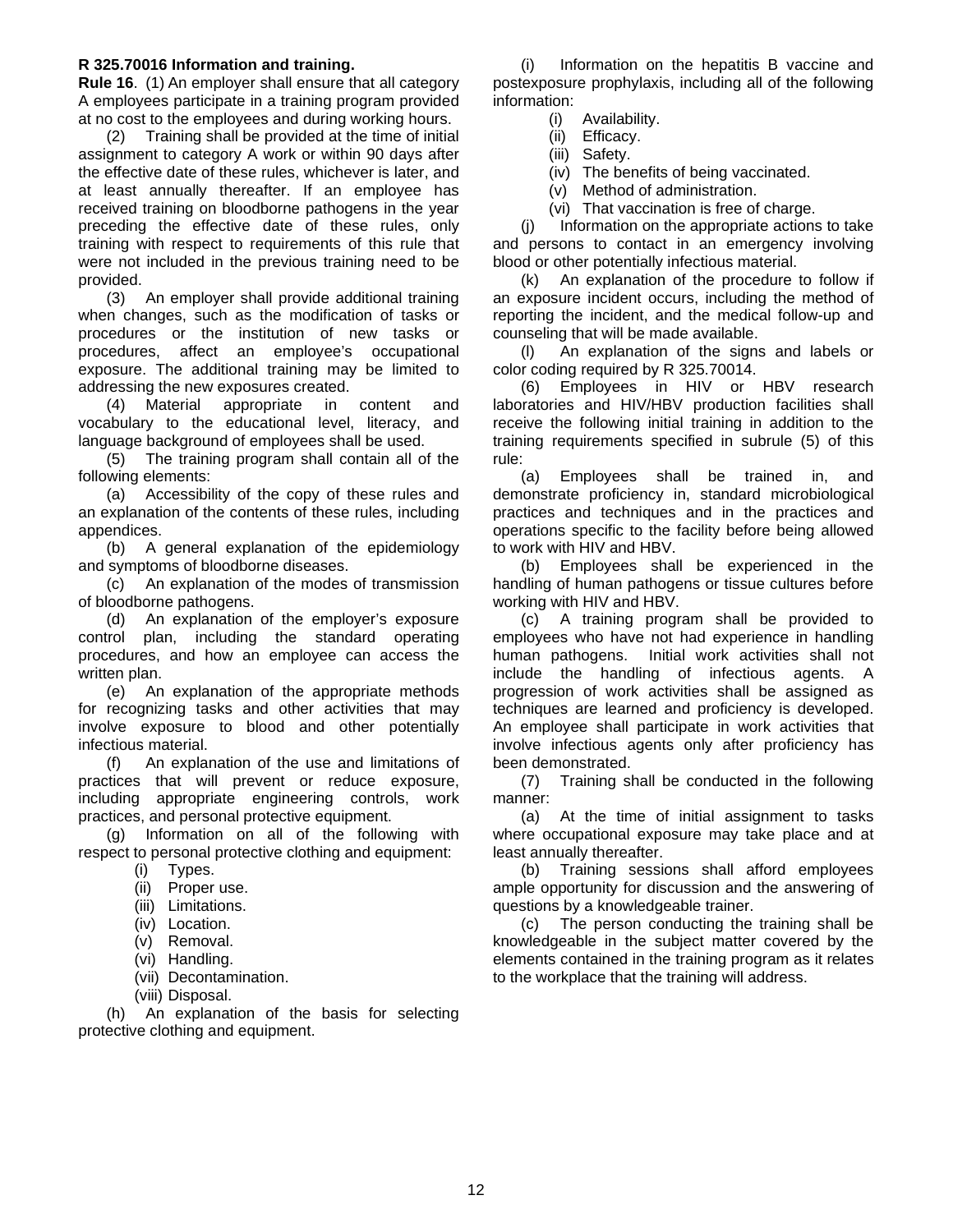**R 325.70016 Information and training.**

**Rule 16**. (1) An employer shall ensure that all category A employees participate in a training program provided at no cost to the employees and during working hours.

(2) Training shall be provided at the time of initial assignment to category A work or within 90 days after the effective date of these rules, whichever is later, and at least annually thereafter. If an employee has received training on bloodborne pathogens in the year preceding the effective date of these rules, only training with respect to requirements of this rule that were not included in the previous training need to be provided.

(3) An employer shall provide additional training when changes, such as the modification of tasks or procedures or the institution of new tasks or procedures, affect an employee's occupational exposure. The additional training may be limited to addressing the new exposures created.

(4) Material appropriate in content and vocabulary to the educational level, literacy, and language background of employees shall be used.

(5) The training program shall contain all of the following elements:

(a) Accessibility of the copy of these rules and an explanation of the contents of these rules, including appendices.

(b) A general explanation of the epidemiology and symptoms of bloodborne diseases.

(c) An explanation of the modes of transmission of bloodborne pathogens.

(d) An explanation of the employer's exposure control plan, including the standard operating procedures, and how an employee can access the written plan.

(e) An explanation of the appropriate methods for recognizing tasks and other activities that may involve exposure to blood and other potentially infectious material.

(f) An explanation of the use and limitations of practices that will prevent or reduce exposure, including appropriate engineering controls, work practices, and personal protective equipment.

(g) Information on all of the following with respect to personal protective clothing and equipment:

- (i) Types.
- (ii) Proper use.
- (iii) Limitations.
- (iv) Location.
- (v) Removal.
- (vi) Handling.
- (vii) Decontamination.
- (viii) Disposal.

(h) An explanation of the basis for selecting protective clothing and equipment.

(i) Information on the hepatitis B vaccine and postexposure prophylaxis, including all of the following information:

- (i) Availability.
- (ii) Efficacy.
- (iii) Safety.
- (iv) The benefits of being vaccinated.
- (v) Method of administration.
- (vi) That vaccination is free of charge.

(j) Information on the appropriate actions to take and persons to contact in an emergency involving blood or other potentially infectious material.

(k) An explanation of the procedure to follow if an exposure incident occurs, including the method of reporting the incident, and the medical follow-up and counseling that will be made available.

(l) An explanation of the signs and labels or color coding required by R 325.70014.

(6) Employees in HIV or HBV research laboratories and HIV/HBV production facilities shall receive the following initial training in addition to the training requirements specified in subrule (5) of this rule:

(a) Employees shall be trained in, and demonstrate proficiency in, standard microbiological practices and techniques and in the practices and operations specific to the facility before being allowed to work with HIV and HBV.

(b) Employees shall be experienced in the handling of human pathogens or tissue cultures before working with HIV and HBV.

(c) A training program shall be provided to employees who have not had experience in handling human pathogens. Initial work activities shall not include the handling of infectious agents. A progression of work activities shall be assigned as techniques are learned and proficiency is developed. An employee shall participate in work activities that involve infectious agents only after proficiency has been demonstrated.

(7) Training shall be conducted in the following manner:

(a) At the time of initial assignment to tasks where occupational exposure may take place and at least annually thereafter.

(b) Training sessions shall afford employees ample opportunity for discussion and the answering of questions by a knowledgeable trainer.

(c) The person conducting the training shall be knowledgeable in the subject matter covered by the elements contained in the training program as it relates to the workplace that the training will address.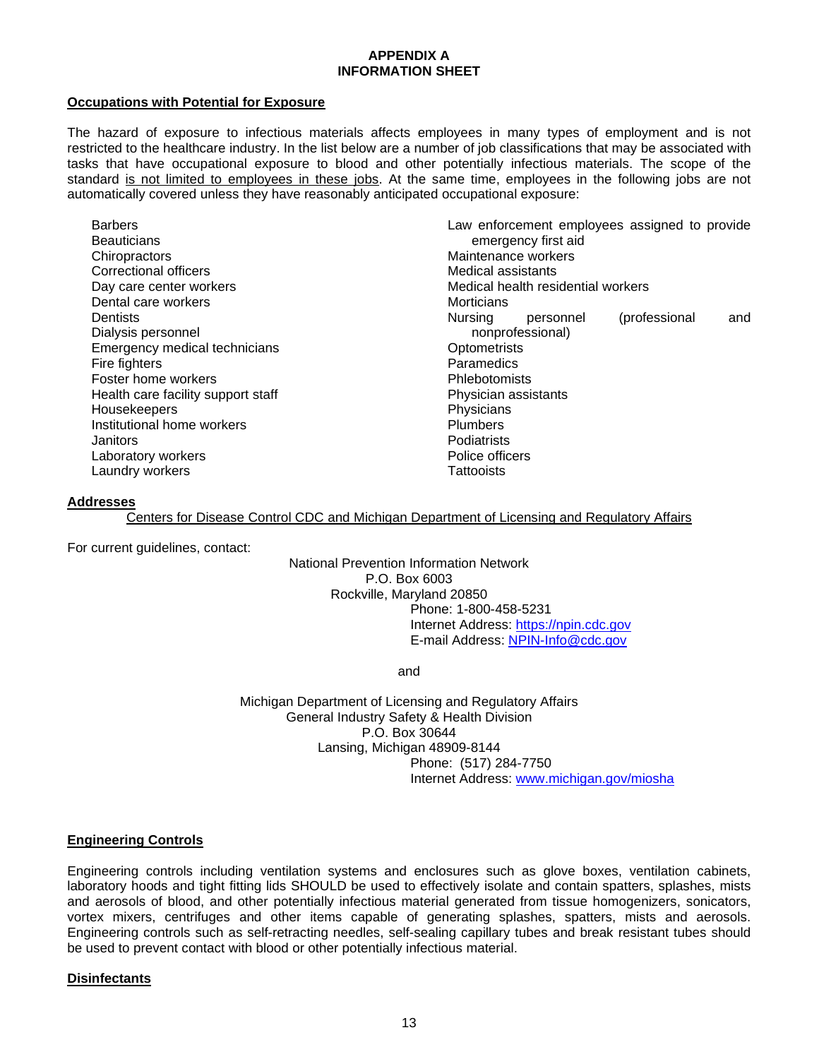## APPENDIX A
## INFORMATION SHEET

### Occupations with Potential for Exposure

The hazard of exposure to infectious materials affects employees in many types of employment and is not restricted to the healthcare industry. In the list below are a number of job classifications that may be associated with tasks that have occupational exposure to blood and other potentially infectious materials. The scope of the standard is not limited to employees in these jobs. At the same time, employees in the following jobs are not automatically covered unless they have reasonably anticipated occupational exposure:

- Barbers
- Beauticians
- Chiropractors
- Correctional officers
- Day care center workers
- Dental care workers
- Dentists
- Dialysis personnel
- Emergency medical technicians
- Fire fighters
- Foster home workers
- Health care facility support staff
- Housekeepers
- Institutional home workers
- Janitors
- Laboratory workers
- Laundry workers
- Law enforcement employees assigned to provide emergency first aid
- Maintenance workers
- Medical assistants
- Medical health residential workers
- Morticians
- Nursing personnel (professional and nonprofessional)
- Optometrists
- Paramedics
- Phlebotomists
- Physician assistants
- Physicians
- Plumbers
- Podiatrists
- Police officers
- Tattooists

### Addresses

Centers for Disease Control CDC and Michigan Department of Licensing and Regulatory Affairs

For current guidelines, contact:

National Prevention Information Network
P.O. Box 6003
Rockville, Maryland 20850
Phone: 1-800-458-5231
Internet Address: https://npin.cdc.gov
E-mail Address: NPIN-Info@cdc.gov

and

Michigan Department of Licensing and Regulatory Affairs
General Industry Safety & Health Division
P.O. Box 30644
Lansing, Michigan 48909-8144
Phone: (517) 284-7750
Internet Address: www.michigan.gov/miosha

### Engineering Controls

Engineering controls including ventilation systems and enclosures such as glove boxes, ventilation cabinets, laboratory hoods and tight fitting lids SHOULD be used to effectively isolate and contain spatters, splashes, mists and aerosols of blood, and other potentially infectious material generated from tissue homogenizers, sonicators, vortex mixers, centrifuges and other items capable of generating splashes, spatters, mists and aerosols. Engineering controls such as self-retracting needles, self-sealing capillary tubes and break resistant tubes should be used to prevent contact with blood or other potentially infectious material.

### Disinfectants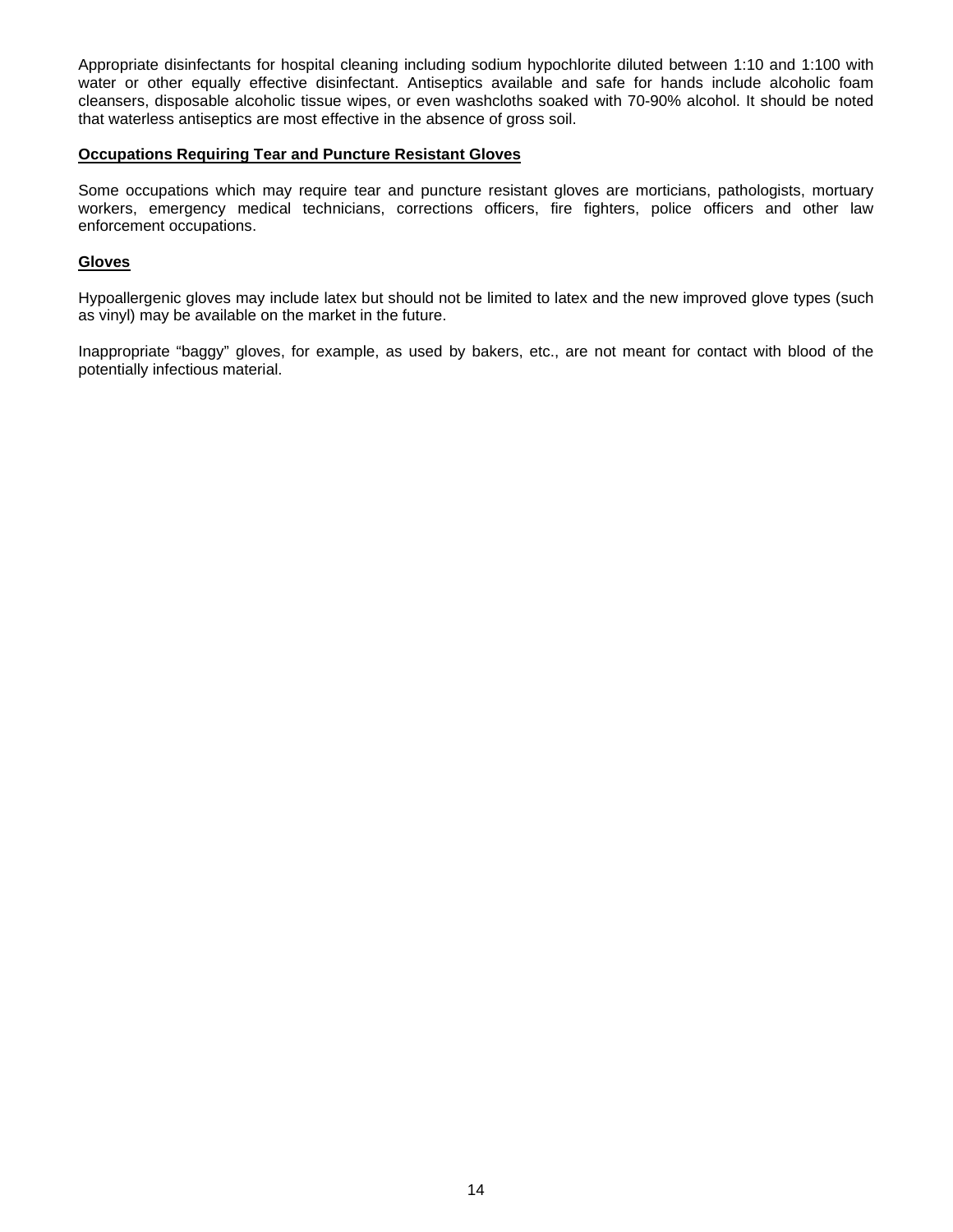Appropriate disinfectants for hospital cleaning including sodium hypochlorite diluted between 1:10 and 1:100 with water or other equally effective disinfectant. Antiseptics available and safe for hands include alcoholic foam cleansers, disposable alcoholic tissue wipes, or even washcloths soaked with 70-90% alcohol. It should be noted that waterless antiseptics are most effective in the absence of gross soil.

**Occupations Requiring Tear and Puncture Resistant Gloves**

Some occupations which may require tear and puncture resistant gloves are morticians, pathologists, mortuary workers, emergency medical technicians, corrections officers, fire fighters, police officers and other law enforcement occupations.

**Gloves**

Hypoallergenic gloves may include latex but should not be limited to latex and the new improved glove types (such as vinyl) may be available on the market in the future.

Inappropriate "baggy" gloves, for example, as used by bakers, etc., are not meant for contact with blood of the potentially infectious material.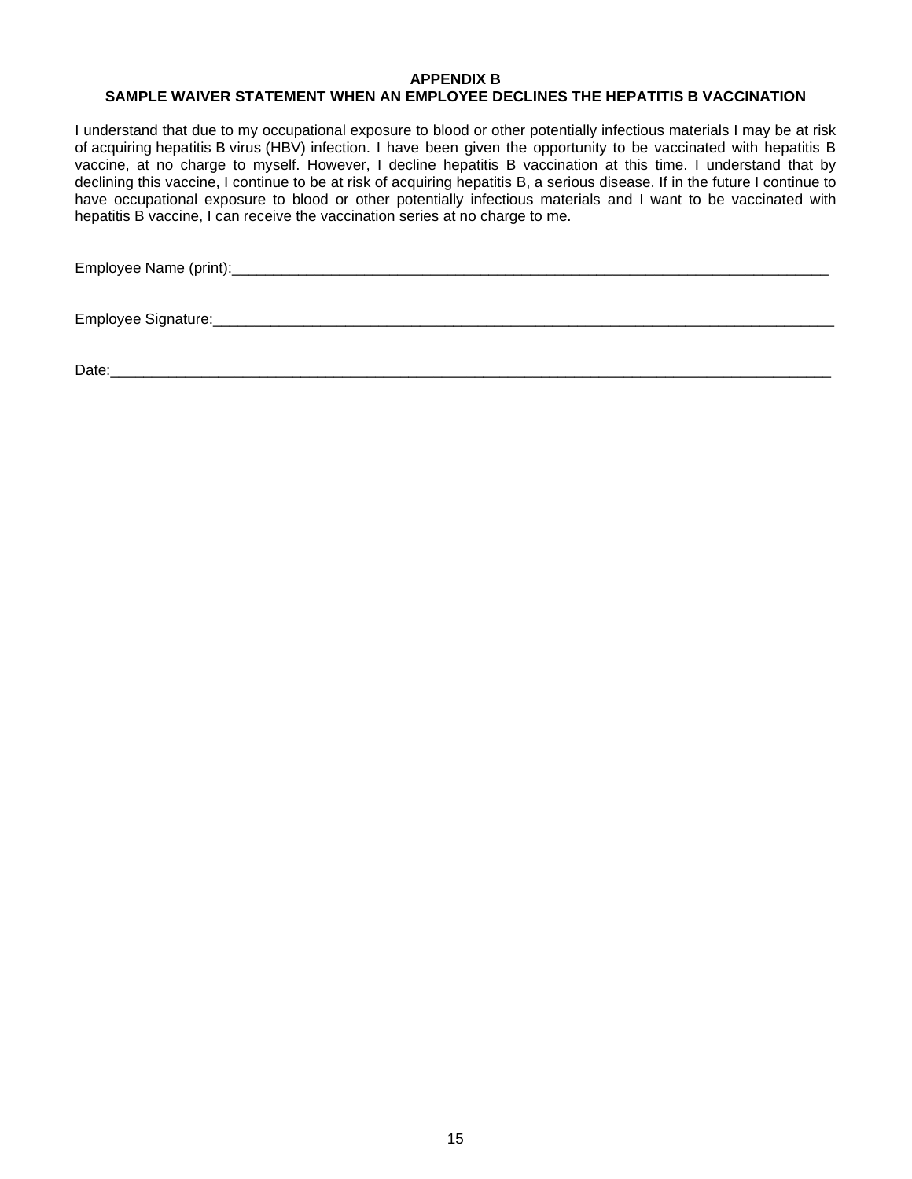## APPENDIX B
## SAMPLE WAIVER STATEMENT WHEN AN EMPLOYEE DECLINES THE HEPATITIS B VACCINATION

I understand that due to my occupational exposure to blood or other potentially infectious materials I may be at risk of acquiring hepatitis B virus (HBV) infection. I have been given the opportunity to be vaccinated with hepatitis B vaccine, at no charge to myself. However, I decline hepatitis B vaccination at this time. I understand that by declining this vaccine, I continue to be at risk of acquiring hepatitis B, a serious disease. If in the future I continue to have occupational exposure to blood or other potentially infectious materials and I want to be vaccinated with hepatitis B vaccine, I can receive the vaccination series at no charge to me.

Employee Name (print):___________________________________________________________________________

Employee Signature:_______________________________________________________________________________

Date:____________________________________________________________________________________________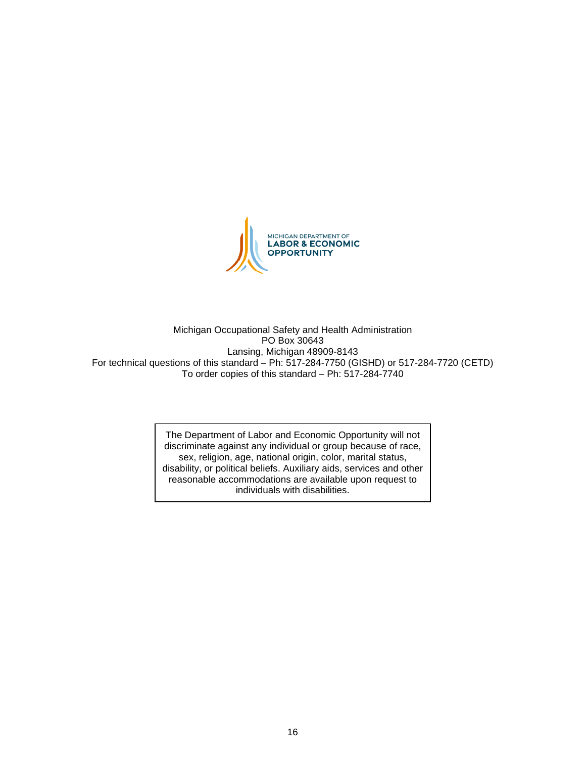MICHIGAN DEPARTMENT OF
LABOR & ECONOMIC
OPPORTUNITY

Michigan Occupational Safety and Health Administration
PO Box 30643
Lansing, Michigan 48909-8143
For technical questions of this standard – Ph: 517-284-7750 (GISHD) or 517-284-7720 (CETD)
To order copies of this standard – Ph: 517-284-7740

The Department of Labor and Economic Opportunity will not discriminate against any individual or group because of race, sex, religion, age, national origin, color, marital status, disability, or political beliefs. Auxiliary aids, services and other reasonable accommodations are available upon request to individuals with disabilities.